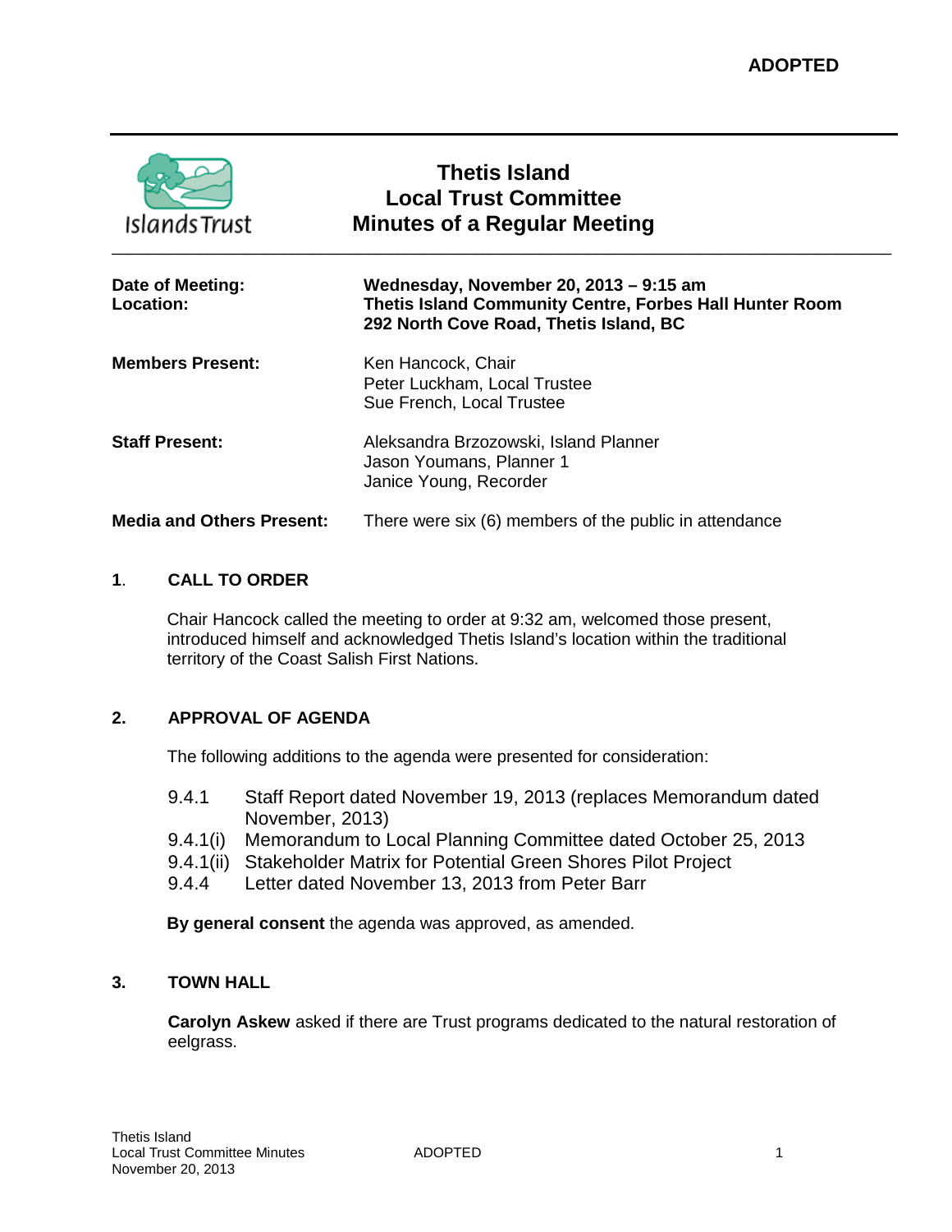**ADOPTED**

# Thetis Island
# Local Trust Committee
# Minutes of a Regular Meeting

| | |
|---|---|
| **Date of Meeting:** | **Wednesday, November 20, 2013 – 9:15 am** |
| **Location:** | **Thetis Island Community Centre, Forbes Hall Hunter Room 292 North Cove Road, Thetis Island, BC** |
| **Members Present:** | Ken Hancock, Chair<br>Peter Luckham, Local Trustee<br>Sue French, Local Trustee |
| **Staff Present:** | Aleksandra Brzozowski, Island Planner<br>Jason Youmans, Planner 1<br>Janice Young, Recorder |
| **Media and Others Present:** | There were six (6) members of the public in attendance |

## 1. CALL TO ORDER

Chair Hancock called the meeting to order at 9:32 am, welcomed those present, introduced himself and acknowledged Thetis Island's location within the traditional territory of the Coast Salish First Nations.

## 2. APPROVAL OF AGENDA

The following additions to the agenda were presented for consideration:

- 9.4.1 Staff Report dated November 19, 2013 (replaces Memorandum dated November, 2013)
- 9.4.1(i) Memorandum to Local Planning Committee dated October 25, 2013
- 9.4.1(ii) Stakeholder Matrix for Potential Green Shores Pilot Project
- 9.4.4 Letter dated November 13, 2013 from Peter Barr

**By general consent** the agenda was approved, as amended.

## 3. TOWN HALL

**Carolyn Askew** asked if there are Trust programs dedicated to the natural restoration of eelgrass.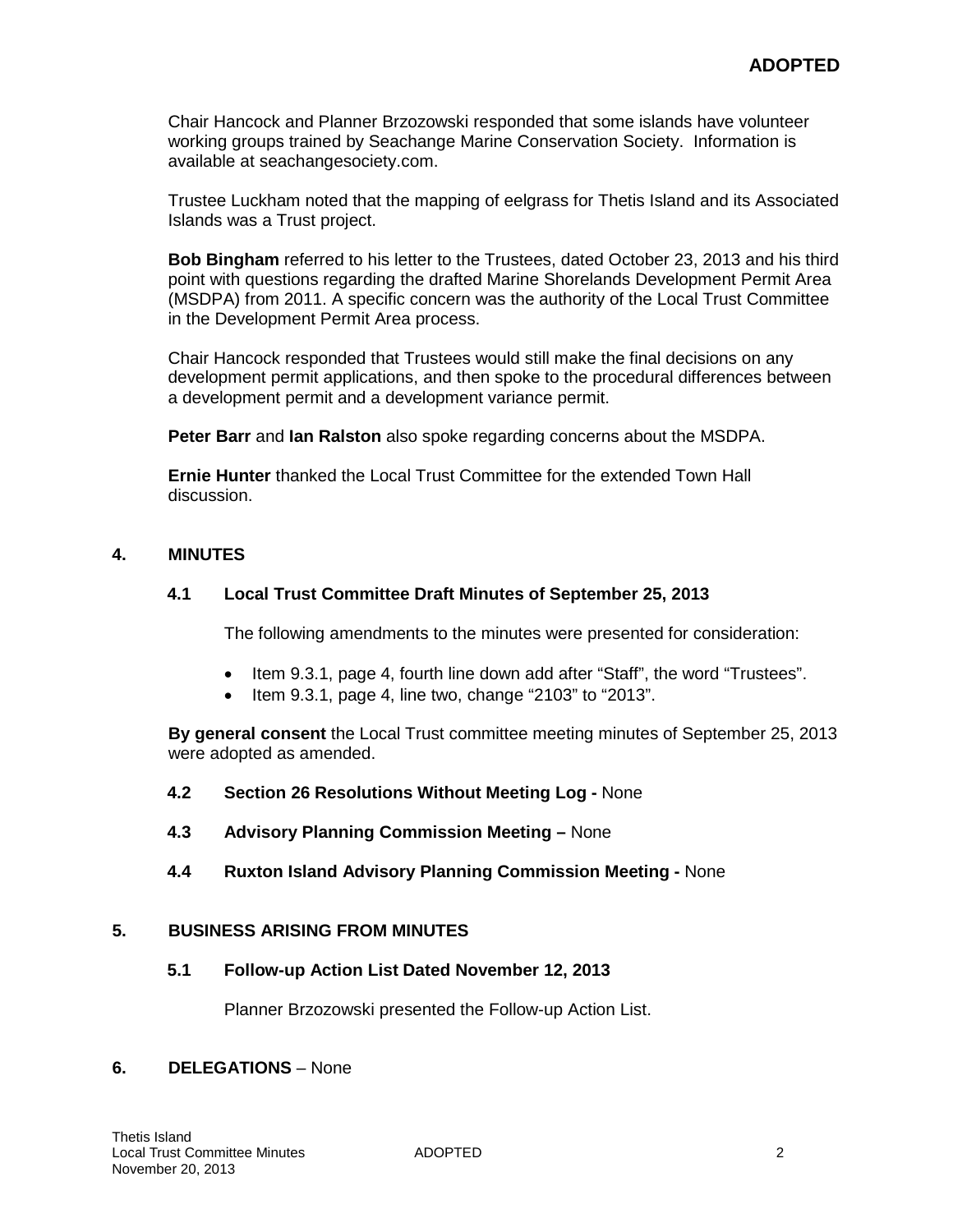Chair Hancock and Planner Brzozowski responded that some islands have volunteer working groups trained by Seachange Marine Conservation Society. Information is available at seachangesociety.com.

Trustee Luckham noted that the mapping of eelgrass for Thetis Island and its Associated Islands was a Trust project.

**Bob Bingham** referred to his letter to the Trustees, dated October 23, 2013 and his third point with questions regarding the drafted Marine Shorelands Development Permit Area (MSDPA) from 2011. A specific concern was the authority of the Local Trust Committee in the Development Permit Area process.

Chair Hancock responded that Trustees would still make the final decisions on any development permit applications, and then spoke to the procedural differences between a development permit and a development variance permit.

**Peter Barr** and **Ian Ralston** also spoke regarding concerns about the MSDPA.

**Ernie Hunter** thanked the Local Trust Committee for the extended Town Hall discussion.

## 4. MINUTES

### 4.1 Local Trust Committee Draft Minutes of September 25, 2013

The following amendments to the minutes were presented for consideration:

- Item 9.3.1, page 4, fourth line down add after "Staff", the word "Trustees".
- Item 9.3.1, page 4, line two, change "2103" to "2013".

**By general consent** the Local Trust committee meeting minutes of September 25, 2013 were adopted as amended.

### 4.2 Section 26 Resolutions Without Meeting Log - None

### 4.3 Advisory Planning Commission Meeting – None

### 4.4 Ruxton Island Advisory Planning Commission Meeting - None

## 5. BUSINESS ARISING FROM MINUTES

### 5.1 Follow-up Action List Dated November 12, 2013

Planner Brzozowski presented the Follow-up Action List.

## 6. DELEGATIONS – None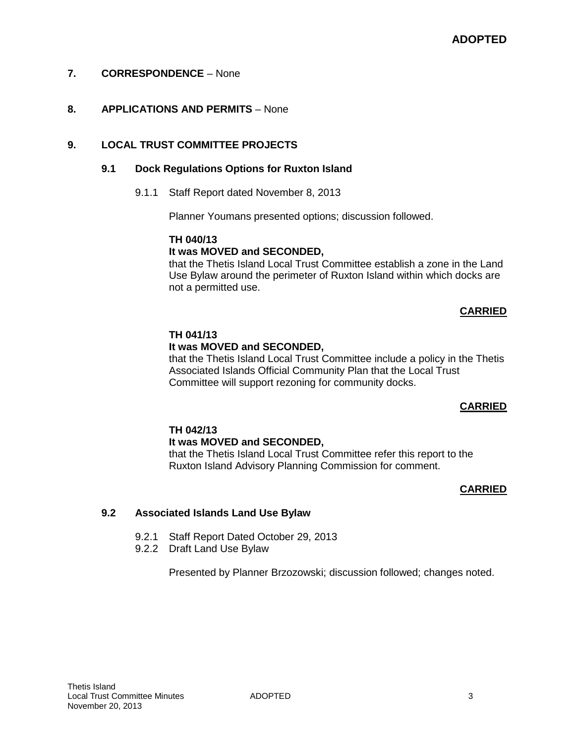**ADOPTED**

## 7. CORRESPONDENCE – None

## 8. APPLICATIONS AND PERMITS – None

## 9. LOCAL TRUST COMMITTEE PROJECTS

### 9.1 Dock Regulations Options for Ruxton Island

9.1.1 Staff Report dated November 8, 2013

Planner Youmans presented options; discussion followed.

**TH 040/13**
**It was MOVED and SECONDED,**
that the Thetis Island Local Trust Committee establish a zone in the Land Use Bylaw around the perimeter of Ruxton Island within which docks are not a permitted use.

**CARRIED**

**TH 041/13**
**It was MOVED and SECONDED,**
that the Thetis Island Local Trust Committee include a policy in the Thetis Associated Islands Official Community Plan that the Local Trust Committee will support rezoning for community docks.

**CARRIED**

**TH 042/13**
**It was MOVED and SECONDED,**
that the Thetis Island Local Trust Committee refer this report to the Ruxton Island Advisory Planning Commission for comment.

**CARRIED**

### 9.2 Associated Islands Land Use Bylaw

9.2.1 Staff Report Dated October 29, 2013
9.2.2 Draft Land Use Bylaw

Presented by Planner Brzozowski; discussion followed; changes noted.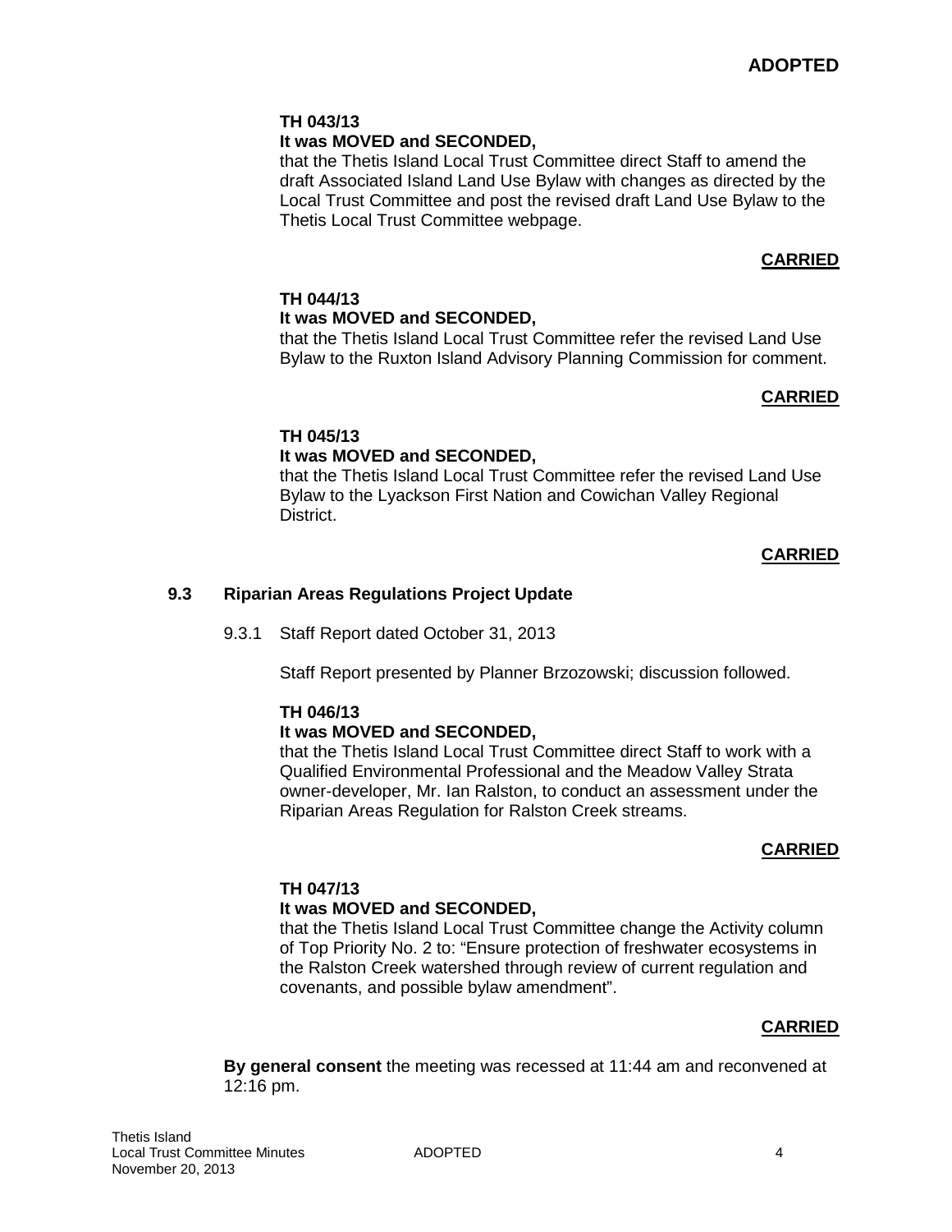**ADOPTED**

**TH 043/13**
**It was MOVED and SECONDED,**
that the Thetis Island Local Trust Committee direct Staff to amend the draft Associated Island Land Use Bylaw with changes as directed by the Local Trust Committee and post the revised draft Land Use Bylaw to the Thetis Local Trust Committee webpage.

**CARRIED**

**TH 044/13**
**It was MOVED and SECONDED,**
that the Thetis Island Local Trust Committee refer the revised Land Use Bylaw to the Ruxton Island Advisory Planning Commission for comment.

**CARRIED**

**TH 045/13**
**It was MOVED and SECONDED,**
that the Thetis Island Local Trust Committee refer the revised Land Use Bylaw to the Lyackson First Nation and Cowichan Valley Regional District.

**CARRIED**

### 9.3 Riparian Areas Regulations Project Update

9.3.1 Staff Report dated October 31, 2013

Staff Report presented by Planner Brzozowski; discussion followed.

**TH 046/13**
**It was MOVED and SECONDED,**
that the Thetis Island Local Trust Committee direct Staff to work with a Qualified Environmental Professional and the Meadow Valley Strata owner-developer, Mr. Ian Ralston, to conduct an assessment under the Riparian Areas Regulation for Ralston Creek streams.

**CARRIED**

**TH 047/13**
**It was MOVED and SECONDED,**
that the Thetis Island Local Trust Committee change the Activity column of Top Priority No. 2 to: "Ensure protection of freshwater ecosystems in the Ralston Creek watershed through review of current regulation and covenants, and possible bylaw amendment".

**CARRIED**

**By general consent** the meeting was recessed at 11:44 am and reconvened at 12:16 pm.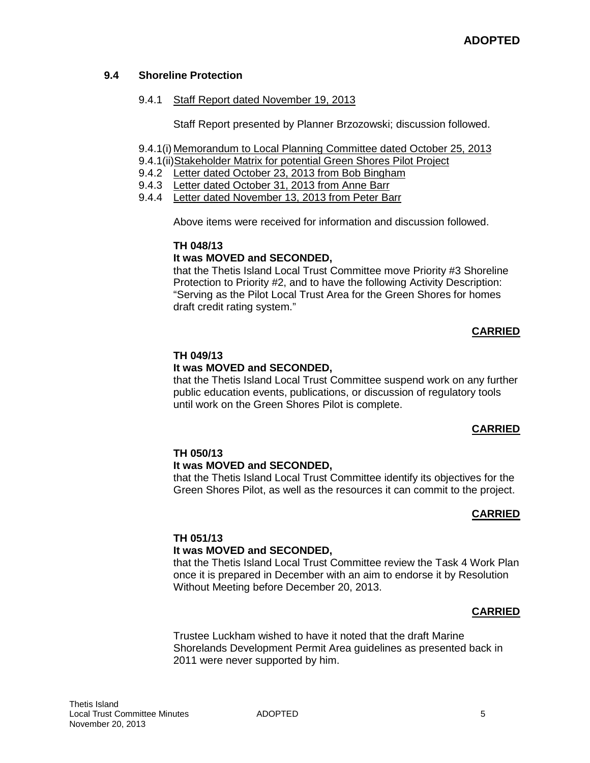**ADOPTED**

### 9.4 Shoreline Protection

9.4.1 Staff Report dated November 19, 2013

Staff Report presented by Planner Brzozowski; discussion followed.

9.4.1(i) Memorandum to Local Planning Committee dated October 25, 2013
9.4.1(ii) Stakeholder Matrix for potential Green Shores Pilot Project
9.4.2 Letter dated October 23, 2013 from Bob Bingham
9.4.3 Letter dated October 31, 2013 from Anne Barr
9.4.4 Letter dated November 13, 2013 from Peter Barr

Above items were received for information and discussion followed.

**TH 048/13**
**It was MOVED and SECONDED,**
that the Thetis Island Local Trust Committee move Priority #3 Shoreline Protection to Priority #2, and to have the following Activity Description: "Serving as the Pilot Local Trust Area for the Green Shores for homes draft credit rating system."

**CARRIED**

**TH 049/13**
**It was MOVED and SECONDED,**
that the Thetis Island Local Trust Committee suspend work on any further public education events, publications, or discussion of regulatory tools until work on the Green Shores Pilot is complete.

**CARRIED**

**TH 050/13**
**It was MOVED and SECONDED,**
that the Thetis Island Local Trust Committee identify its objectives for the Green Shores Pilot, as well as the resources it can commit to the project.

**CARRIED**

**TH 051/13**
**It was MOVED and SECONDED,**
that the Thetis Island Local Trust Committee review the Task 4 Work Plan once it is prepared in December with an aim to endorse it by Resolution Without Meeting before December 20, 2013.

**CARRIED**

Trustee Luckham wished to have it noted that the draft Marine Shorelands Development Permit Area guidelines as presented back in 2011 were never supported by him.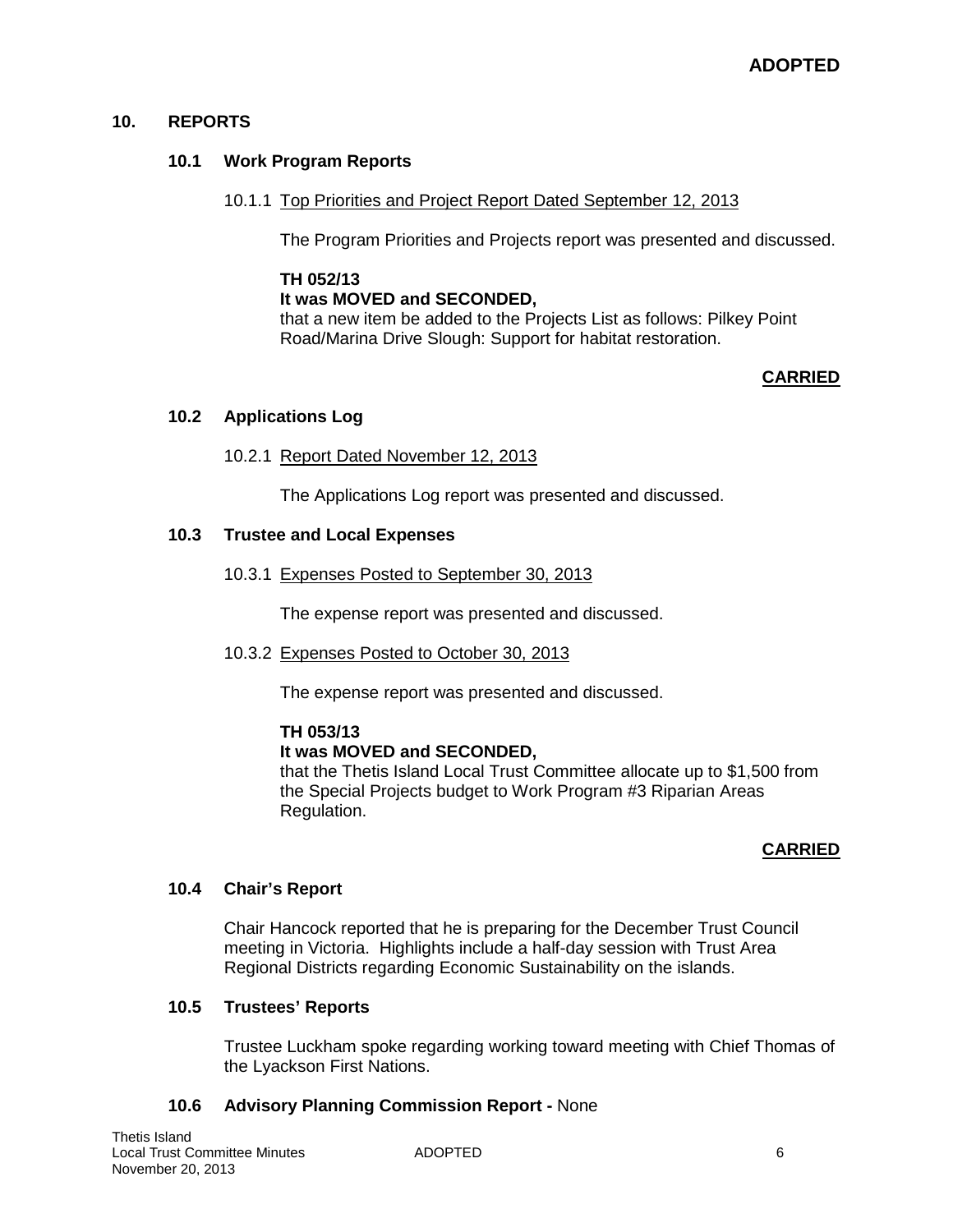**ADOPTED**

## 10. REPORTS

### 10.1 Work Program Reports

10.1.1 Top Priorities and Project Report Dated September 12, 2013

The Program Priorities and Projects report was presented and discussed.

**TH 052/13**
**It was MOVED and SECONDED,**
that a new item be added to the Projects List as follows: Pilkey Point Road/Marina Drive Slough: Support for habitat restoration.

**CARRIED**

### 10.2 Applications Log

10.2.1 Report Dated November 12, 2013

The Applications Log report was presented and discussed.

### 10.3 Trustee and Local Expenses

10.3.1 Expenses Posted to September 30, 2013

The expense report was presented and discussed.

10.3.2 Expenses Posted to October 30, 2013

The expense report was presented and discussed.

**TH 053/13**
**It was MOVED and SECONDED,**
that the Thetis Island Local Trust Committee allocate up to $1,500 from the Special Projects budget to Work Program #3 Riparian Areas Regulation.

**CARRIED**

### 10.4 Chair's Report

Chair Hancock reported that he is preparing for the December Trust Council meeting in Victoria. Highlights include a half-day session with Trust Area Regional Districts regarding Economic Sustainability on the islands.

### 10.5 Trustees' Reports

Trustee Luckham spoke regarding working toward meeting with Chief Thomas of the Lyackson First Nations.

### 10.6 Advisory Planning Commission Report - None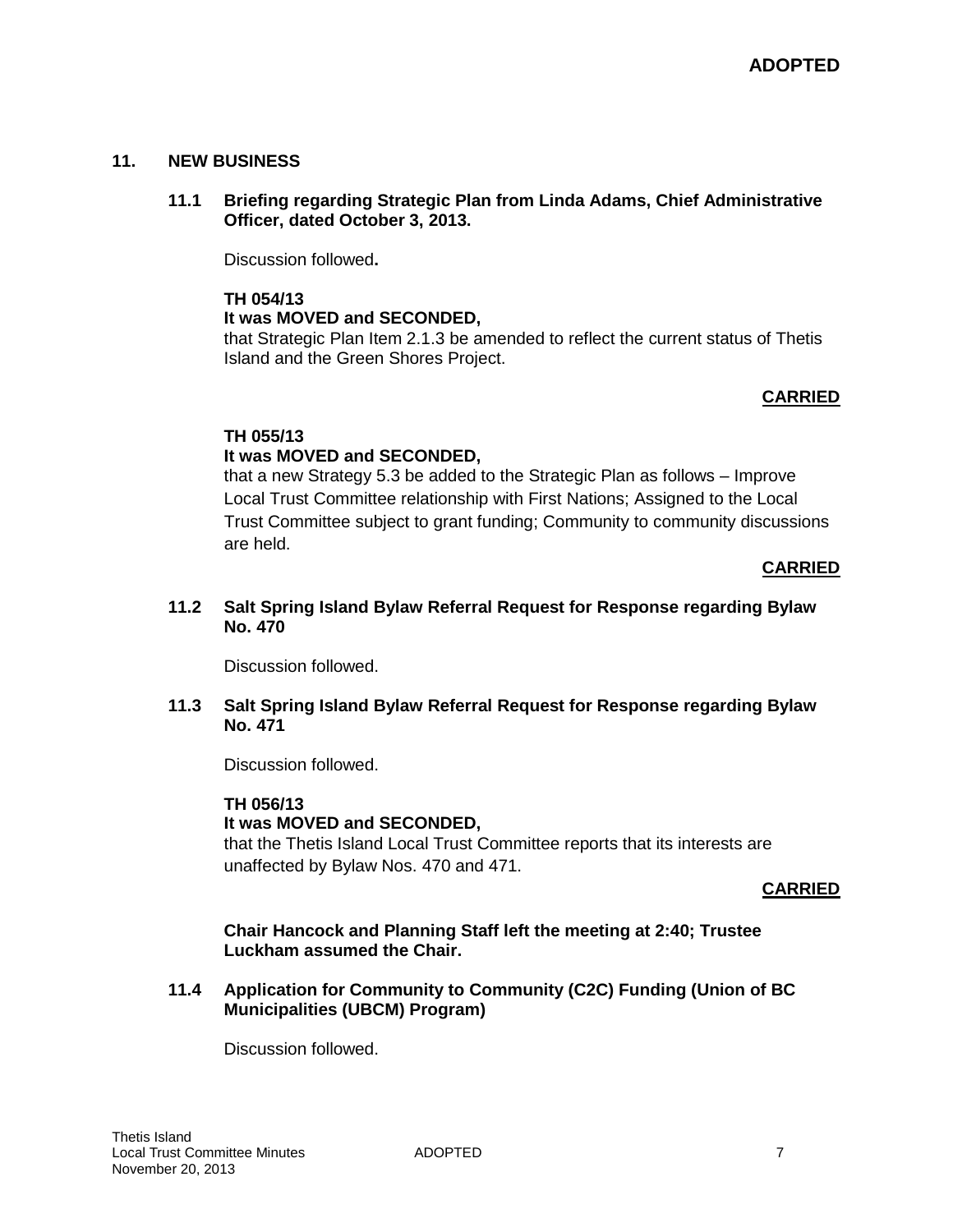**ADOPTED**

## 11. NEW BUSINESS

### 11.1 Briefing regarding Strategic Plan from Linda Adams, Chief Administrative Officer, dated October 3, 2013.

Discussion followed**.**

**TH 054/13**
**It was MOVED and SECONDED,**
that Strategic Plan Item 2.1.3 be amended to reflect the current status of Thetis Island and the Green Shores Project.

**CARRIED**

**TH 055/13**
**It was MOVED and SECONDED,**
that a new Strategy 5.3 be added to the Strategic Plan as follows – Improve Local Trust Committee relationship with First Nations; Assigned to the Local Trust Committee subject to grant funding; Community to community discussions are held.

**CARRIED**

### 11.2 Salt Spring Island Bylaw Referral Request for Response regarding Bylaw No. 470

Discussion followed.

### 11.3 Salt Spring Island Bylaw Referral Request for Response regarding Bylaw No. 471

Discussion followed.

**TH 056/13**
**It was MOVED and SECONDED,**
that the Thetis Island Local Trust Committee reports that its interests are unaffected by Bylaw Nos. 470 and 471.

**CARRIED**

**Chair Hancock and Planning Staff left the meeting at 2:40; Trustee Luckham assumed the Chair.**

### 11.4 Application for Community to Community (C2C) Funding (Union of BC Municipalities (UBCM) Program)

Discussion followed.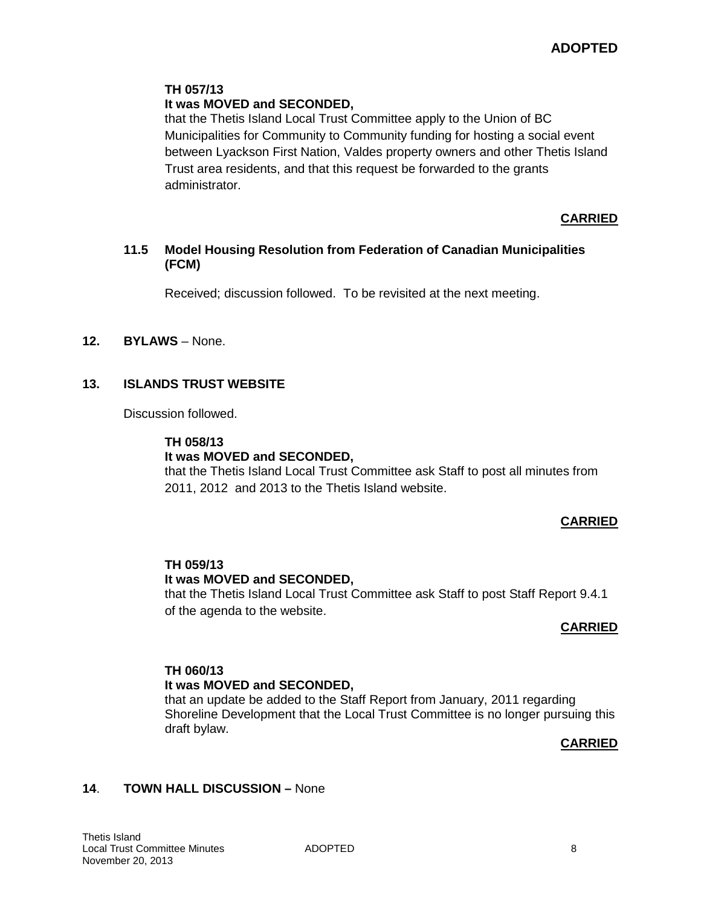**ADOPTED**

**TH 057/13**
**It was MOVED and SECONDED,**
that the Thetis Island Local Trust Committee apply to the Union of BC Municipalities for Community to Community funding for hosting a social event between Lyackson First Nation, Valdes property owners and other Thetis Island Trust area residents, and that this request be forwarded to the grants administrator.

**CARRIED**

### 11.5 Model Housing Resolution from Federation of Canadian Municipalities (FCM)

Received; discussion followed. To be revisited at the next meeting.

## 12. BYLAWS – None.

## 13. ISLANDS TRUST WEBSITE

Discussion followed.

**TH 058/13**
**It was MOVED and SECONDED,**
that the Thetis Island Local Trust Committee ask Staff to post all minutes from 2011, 2012 and 2013 to the Thetis Island website.

**CARRIED**

**TH 059/13**
**It was MOVED and SECONDED,**
that the Thetis Island Local Trust Committee ask Staff to post Staff Report 9.4.1 of the agenda to the website.

**CARRIED**

**TH 060/13**
**It was MOVED and SECONDED,**
that an update be added to the Staff Report from January, 2011 regarding Shoreline Development that the Local Trust Committee is no longer pursuing this draft bylaw.

**CARRIED**

## 14. TOWN HALL DISCUSSION – None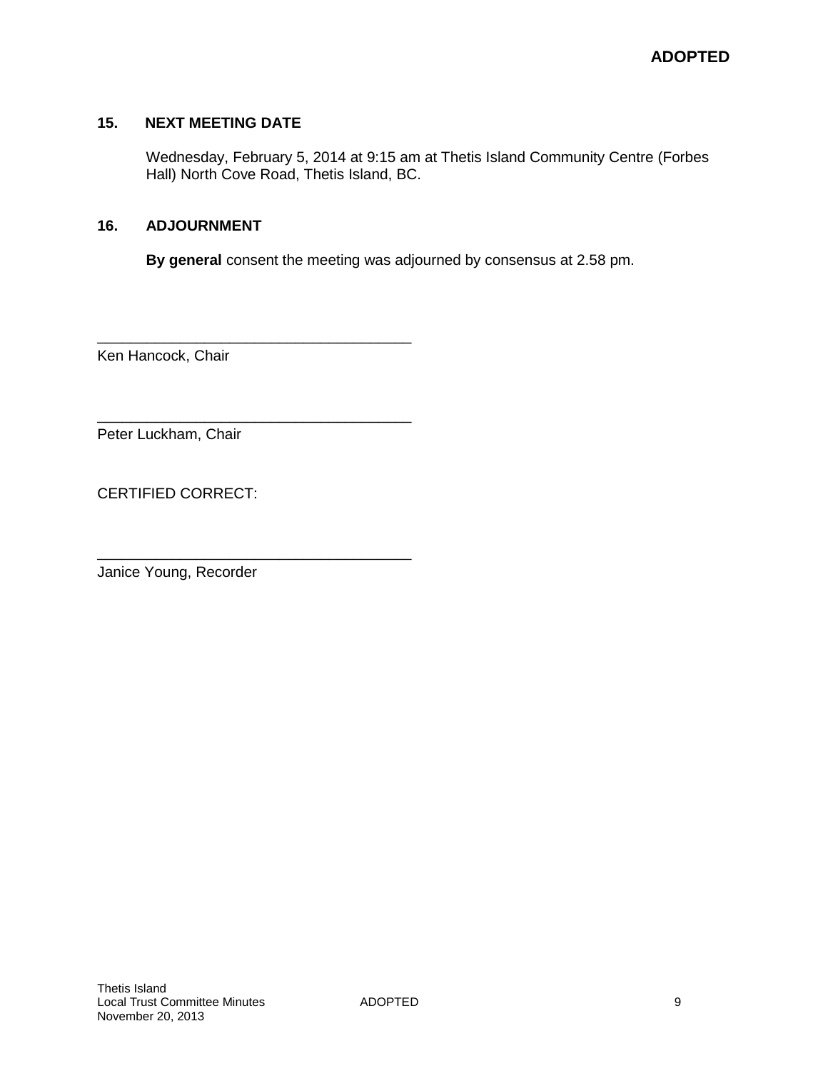**ADOPTED**

## 15. NEXT MEETING DATE

Wednesday, February 5, 2014 at 9:15 am at Thetis Island Community Centre (Forbes Hall) North Cove Road, Thetis Island, BC.

## 16. ADJOURNMENT

**By general** consent the meeting was adjourned by consensus at 2.58 pm.

\_\_\_\_\_\_\_\_\_\_\_\_\_\_\_\_\_\_\_\_\_\_\_\_\_\_\_\_\_\_\_\_\_\_\_\_\_\_

Ken Hancock, Chair

\_\_\_\_\_\_\_\_\_\_\_\_\_\_\_\_\_\_\_\_\_\_\_\_\_\_\_\_\_\_\_\_\_\_\_\_\_\_

Peter Luckham, Chair

CERTIFIED CORRECT:

\_\_\_\_\_\_\_\_\_\_\_\_\_\_\_\_\_\_\_\_\_\_\_\_\_\_\_\_\_\_\_\_\_\_\_\_\_\_

Janice Young, Recorder